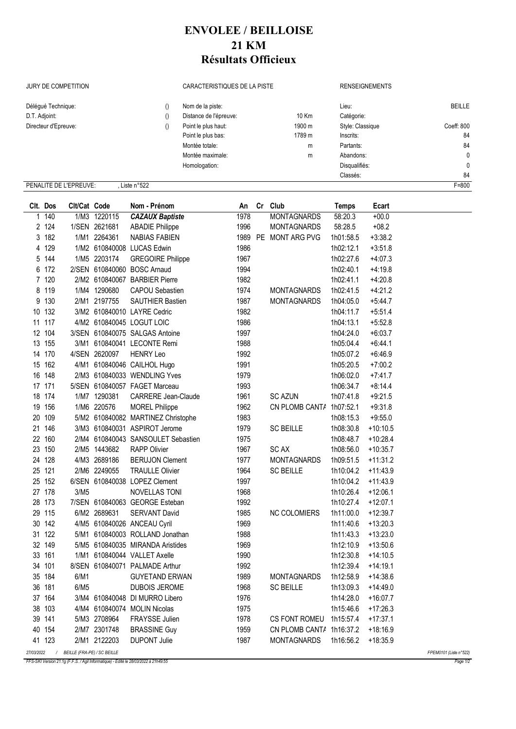# ENVOLEE / BEILLOISE
# 21 KM
# Résultats Officieux

| JURY DE COMPETITION | | CARACTERISTIQUES DE LA PISTE | | RENSEIGNEMENTS | |
|---|---|---|---|---|---|
| Délégué Technique: | () | Nom de la piste: | | Lieu: | BEILLE |
| D.T. Adjoint: | () | Distance de l'épreuve: | 10 Km | Catégorie: | |
| Directeur d'Epreuve: | () | Point le plus haut: | 1900 m | Style: Classique | Coeff: 800 |
| | | Point le plus bas: | 1789 m | Inscrits: | 84 |
| | | Montée totale: | m | Partants: | 84 |
| | | Montée maximale: | m | Abandons: | 0 |
| | | Homologation: | | Disqualifiés: | 0 |
| | | | | Classés: | 84 |

PENALITE DE L'EPREUVE: , Liste n°522 F=800

| Clt. | Dos | Clt/Cat | Code | Nom - Prénom | An | Cr | Club | Temps | Ecart |
|---|---|---|---|---|---|---|---|---|---|
| 1 | 140 | 1/M3 | 1220115 | ***CAZAUX Baptiste*** | 1978 | | MONTAGNARDS | 58:20.3 | +00.0 |
| 2 | 124 | 1/SEN | 2621681 | ABADIE Philippe | 1996 | | MONTAGNARDS | 58:28.5 | +08.2 |
| 3 | 182 | 1/M1 | 2264361 | NABIAS FABIEN | 1989 | PE | MONT ARG PVG | 1h01:58.5 | +3:38.2 |
| 4 | 129 | 1/M2 | 610840008 | LUCAS Edwin | 1986 | | | 1h02:12.1 | +3:51.8 |
| 5 | 144 | 1/M5 | 2203174 | GREGOIRE Philippe | 1967 | | | 1h02:27.6 | +4:07.3 |
| 6 | 172 | 2/SEN | 610840060 | BOSC Arnaud | 1994 | | | 1h02:40.1 | +4:19.8 |
| 7 | 120 | 2/M2 | 610840067 | BARBIER Pierre | 1982 | | | 1h02:41.1 | +4:20.8 |
| 8 | 119 | 1/M4 | 1290680 | CAPOU Sebastien | 1974 | | MONTAGNARDS | 1h02:41.5 | +4:21.2 |
| 9 | 130 | 2/M1 | 2197755 | SAUTHIER Bastien | 1987 | | MONTAGNARDS | 1h04:05.0 | +5:44.7 |
| 10 | 132 | 3/M2 | 610840010 | LAYRE Cedric | 1982 | | | 1h04:11.7 | +5:51.4 |
| 11 | 117 | 4/M2 | 610840045 | LOGUT LOIC | 1986 | | | 1h04:13.1 | +5:52.8 |
| 12 | 104 | 3/SEN | 610840075 | SALGAS Antoine | 1997 | | | 1h04:24.0 | +6:03.7 |
| 13 | 155 | 3/M1 | 610840041 | LECONTE Remi | 1988 | | | 1h05:04.4 | +6:44.1 |
| 14 | 170 | 4/SEN | 2620097 | HENRY Leo | 1992 | | | 1h05:07.2 | +6:46.9 |
| 15 | 162 | 4/M1 | 610840046 | CAILHOL Hugo | 1991 | | | 1h05:20.5 | +7:00.2 |
| 16 | 148 | 2/M3 | 610840033 | WENDLING Yves | 1979 | | | 1h06:02.0 | +7:41.7 |
| 17 | 171 | 5/SEN | 610840057 | FAGET Marceau | 1993 | | | 1h06:34.7 | +8:14.4 |
| 18 | 174 | 1/M7 | 1290381 | CARRERE Jean-Claude | 1961 | | SC AZUN | 1h07:41.8 | +9:21.5 |
| 19 | 156 | 1/M6 | 220576 | MOREL Philippe | 1962 | | CN PLOMB CANTA | 1h07:52.1 | +9:31.8 |
| 20 | 109 | 5/M2 | 610840082 | MARTINEZ Christophe | 1983 | | | 1h08:15.3 | +9:55.0 |
| 21 | 146 | 3/M3 | 610840031 | ASPIROT Jerome | 1979 | | SC BEILLE | 1h08:30.8 | +10:10.5 |
| 22 | 160 | 2/M4 | 610840043 | SANSOULET Sebastien | 1975 | | | 1h08:48.7 | +10:28.4 |
| 23 | 150 | 2/M5 | 1443682 | RAPP Olivier | 1967 | | SC AX | 1h08:56.0 | +10:35.7 |
| 24 | 128 | 4/M3 | 2689186 | BERUJON Clement | 1977 | | MONTAGNARDS | 1h09:51.5 | +11:31.2 |
| 25 | 121 | 2/M6 | 2249055 | TRAULLE Olivier | 1964 | | SC BEILLE | 1h10:04.2 | +11:43.9 |
| 25 | 152 | 6/SEN | 610840038 | LOPEZ Clement | 1997 | | | 1h10:04.2 | +11:43.9 |
| 27 | 178 | 3/M5 | | NOVELLAS TONI | 1968 | | | 1h10:26.4 | +12:06.1 |
| 28 | 173 | 7/SEN | 610840063 | GEORGE Esteban | 1992 | | | 1h10:27.4 | +12:07.1 |
| 29 | 115 | 6/M2 | 2689631 | SERVANT David | 1985 | | NC COLOMIERS | 1h11:00.0 | +12:39.7 |
| 30 | 142 | 4/M5 | 610840026 | ANCEAU Cyril | 1969 | | | 1h11:40.6 | +13:20.3 |
| 31 | 122 | 5/M1 | 610840003 | ROLLAND Jonathan | 1988 | | | 1h11:43.3 | +13:23.0 |
| 32 | 149 | 5/M5 | 610840035 | MIRANDA Aristides | 1969 | | | 1h12:10.9 | +13:50.6 |
| 33 | 161 | 1/M1 | 610840044 | VALLET Axelle | 1990 | | | 1h12:30.8 | +14:10.5 |
| 34 | 101 | 8/SEN | 610840071 | PALMADE Arthur | 1992 | | | 1h12:39.4 | +14:19.1 |
| 35 | 184 | 6/M1 | | GUYETAND ERWAN | 1989 | | MONTAGNARDS | 1h12:58.9 | +14:38.6 |
| 36 | 181 | 6/M5 | | DUBOIS JEROME | 1968 | | SC BEILLE | 1h13:09.3 | +14:49.0 |
| 37 | 164 | 3/M4 | 610840048 | DI MURRO Libero | 1976 | | | 1h14:28.0 | +16:07.7 |
| 38 | 103 | 4/M4 | 610840074 | MOLIN Nicolas | 1975 | | | 1h15:46.6 | +17:26.3 |
| 39 | 141 | 5/M3 | 2708964 | FRAYSSE Julien | 1978 | | CS FONT ROMEU | 1h15:57.4 | +17:37.1 |
| 40 | 154 | 2/M7 | 2301748 | BRASSINE Guy | 1959 | | CN PLOMB CANTA | 1h16:37.2 | +18:16.9 |
| 41 | 123 | 2/M1 | 2122203 | DUPONT Julie | 1987 | | MONTAGNARDS | 1h16:56.2 | +18:35.9 |

27/03/2022 / BEILLE (FRA-PE) / SC BEILLE FPEM0101 (Liste n°522)

FFS-SKI Version 21.1g (F.F.S. / Agil Informatique) - Edité le 28/03/2022 à 21h49:55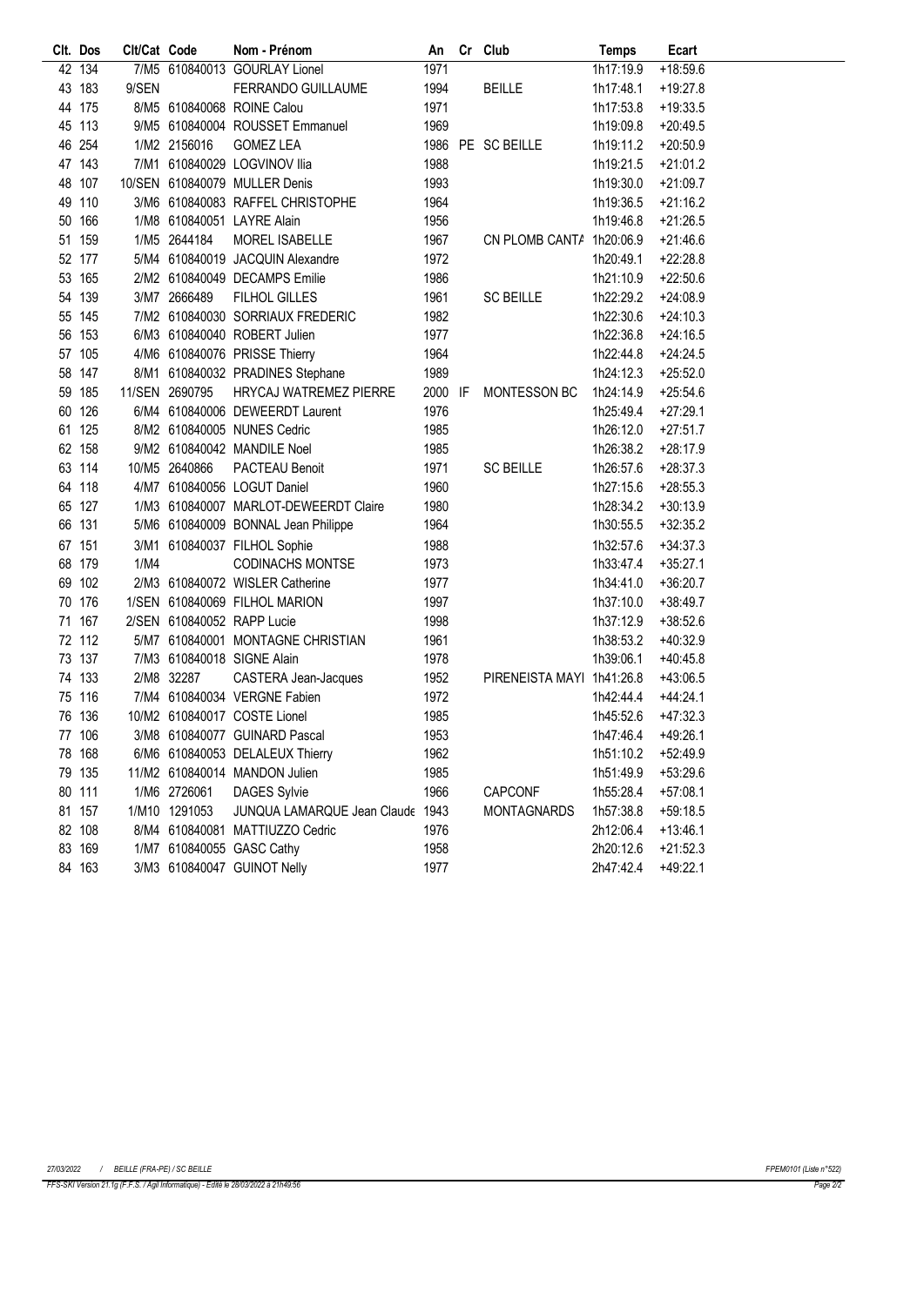| Clt. | Dos | Clt/Cat | Code | Nom - Prénom | An | Cr | Club | Temps | Ecart |
|---|---|---|---|---|---|---|---|---|---|
| 42 | 134 | 7/M5 | 610840013 | GOURLAY Lionel | 1971 | | | 1h17:19.9 | +18:59.6 |
| 43 | 183 | 9/SEN | | FERRANDO GUILLAUME | 1994 | | BEILLE | 1h17:48.1 | +19:27.8 |
| 44 | 175 | 8/M5 | 610840068 | ROINE Calou | 1971 | | | 1h17:53.8 | +19:33.5 |
| 45 | 113 | 9/M5 | 610840004 | ROUSSET Emmanuel | 1969 | | | 1h19:09.8 | +20:49.5 |
| 46 | 254 | 1/M2 | 2156016 | GOMEZ LEA | 1986 | PE | SC BEILLE | 1h19:11.2 | +20:50.9 |
| 47 | 143 | 7/M1 | 610840029 | LOGVINOV Ilia | 1988 | | | 1h19:21.5 | +21:01.2 |
| 48 | 107 | 10/SEN | 610840079 | MULLER Denis | 1993 | | | 1h19:30.0 | +21:09.7 |
| 49 | 110 | 3/M6 | 610840083 | RAFFEL CHRISTOPHE | 1964 | | | 1h19:36.5 | +21:16.2 |
| 50 | 166 | 1/M8 | 610840051 | LAYRE Alain | 1956 | | | 1h19:46.8 | +21:26.5 |
| 51 | 159 | 1/M5 | 2644184 | MOREL ISABELLE | 1967 | | CN PLOMB CANTA | 1h20:06.9 | +21:46.6 |
| 52 | 177 | 5/M4 | 610840019 | JACQUIN Alexandre | 1972 | | | 1h20:49.1 | +22:28.8 |
| 53 | 165 | 2/M2 | 610840049 | DECAMPS Emilie | 1986 | | | 1h21:10.9 | +22:50.6 |
| 54 | 139 | 3/M7 | 2666489 | FILHOL GILLES | 1961 | | SC BEILLE | 1h22:29.2 | +24:08.9 |
| 55 | 145 | 7/M2 | 610840030 | SORRIAUX FREDERIC | 1982 | | | 1h22:30.6 | +24:10.3 |
| 56 | 153 | 6/M3 | 610840040 | ROBERT Julien | 1977 | | | 1h22:36.8 | +24:16.5 |
| 57 | 105 | 4/M6 | 610840076 | PRISSE Thierry | 1964 | | | 1h22:44.8 | +24:24.5 |
| 58 | 147 | 8/M1 | 610840032 | PRADINES Stephane | 1989 | | | 1h24:12.3 | +25:52.0 |
| 59 | 185 | 11/SEN | 2690795 | HRYCAJ WATREMEZ PIERRE | 2000 | IF | MONTESSON BC | 1h24:14.9 | +25:54.6 |
| 60 | 126 | 6/M4 | 610840006 | DEWEERDT Laurent | 1976 | | | 1h25:49.4 | +27:29.1 |
| 61 | 125 | 8/M2 | 610840005 | NUNES Cedric | 1985 | | | 1h26:12.0 | +27:51.7 |
| 62 | 158 | 9/M2 | 610840042 | MANDILE Noel | 1985 | | | 1h26:38.2 | +28:17.9 |
| 63 | 114 | 10/M5 | 2640866 | PACTEAU Benoit | 1971 | | SC BEILLE | 1h26:57.6 | +28:37.3 |
| 64 | 118 | 4/M7 | 610840056 | LOGUT Daniel | 1960 | | | 1h27:15.6 | +28:55.3 |
| 65 | 127 | 1/M3 | 610840007 | MARLOT-DEWEERDT Claire | 1980 | | | 1h28:34.2 | +30:13.9 |
| 66 | 131 | 5/M6 | 610840009 | BONNAL Jean Philippe | 1964 | | | 1h30:55.5 | +32:35.2 |
| 67 | 151 | 3/M1 | 610840037 | FILHOL Sophie | 1988 | | | 1h32:57.6 | +34:37.3 |
| 68 | 179 | 1/M4 | | CODINACHS MONTSE | 1973 | | | 1h33:47.4 | +35:27.1 |
| 69 | 102 | 2/M3 | 610840072 | WISLER Catherine | 1977 | | | 1h34:41.0 | +36:20.7 |
| 70 | 176 | 1/SEN | 610840069 | FILHOL MARION | 1997 | | | 1h37:10.0 | +38:49.7 |
| 71 | 167 | 2/SEN | 610840052 | RAPP Lucie | 1998 | | | 1h37:12.9 | +38:52.6 |
| 72 | 112 | 5/M7 | 610840001 | MONTAGNE CHRISTIAN | 1961 | | | 1h38:53.2 | +40:32.9 |
| 73 | 137 | 7/M3 | 610840018 | SIGNE Alain | 1978 | | | 1h39:06.1 | +40:45.8 |
| 74 | 133 | 2/M8 | 32287 | CASTERA Jean-Jacques | 1952 | | PIRENEISTA MAYI | 1h41:26.8 | +43:06.5 |
| 75 | 116 | 7/M4 | 610840034 | VERGNE Fabien | 1972 | | | 1h42:44.4 | +44:24.1 |
| 76 | 136 | 10/M2 | 610840017 | COSTE Lionel | 1985 | | | 1h45:52.6 | +47:32.3 |
| 77 | 106 | 3/M8 | 610840077 | GUINARD Pascal | 1953 | | | 1h47:46.4 | +49:26.1 |
| 78 | 168 | 6/M6 | 610840053 | DELALEUX Thierry | 1962 | | | 1h51:10.2 | +52:49.9 |
| 79 | 135 | 11/M2 | 610840014 | MANDON Julien | 1985 | | | 1h51:49.9 | +53:29.6 |
| 80 | 111 | 1/M6 | 2726061 | DAGES Sylvie | 1966 | | CAPCONF | 1h55:28.4 | +57:08.1 |
| 81 | 157 | 1/M10 | 1291053 | JUNQUA LAMARQUE Jean Claude | 1943 | | MONTAGNARDS | 1h57:38.8 | +59:18.5 |
| 82 | 108 | 8/M4 | 610840081 | MATTIUZZO Cedric | 1976 | | | 2h12:06.4 | +13:46.1 |
| 83 | 169 | 1/M7 | 610840055 | GASC Cathy | 1958 | | | 2h20:12.6 | +21:52.3 |
| 84 | 163 | 3/M3 | 610840047 | GUINOT Nelly | 1977 | | | 2h47:42.4 | +49:22.1 |

27/03/2022 / BEILLE (FRA-PE) / SC BEILLE FPEM0101 (Liste n°522)

FFS-SKI Version 21.1g (F.F.S. / Agil Informatique) - Edité le 28/03/2022 à 21h49:56